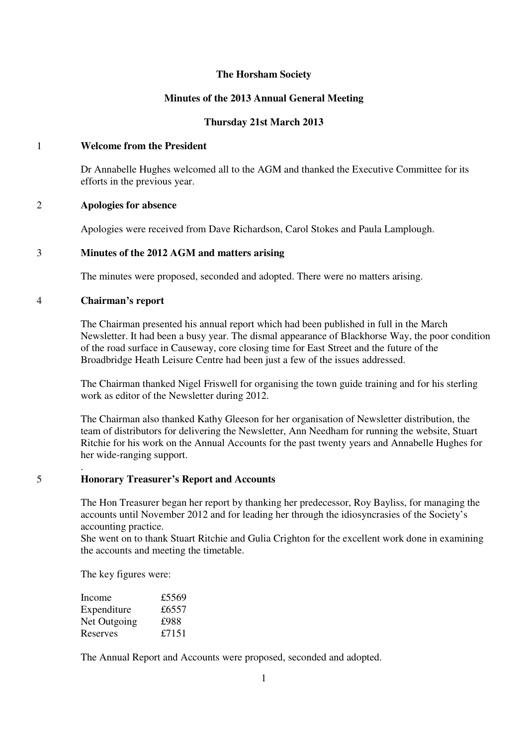# The Horsham Society

## Minutes of the 2013 Annual General Meeting

## Thursday 21st March 2013

### 1 Welcome from the President

Dr Annabelle Hughes welcomed all to the AGM and thanked the Executive Committee for its efforts in the previous year.

### 2 Apologies for absence

Apologies were received from Dave Richardson, Carol Stokes and Paula Lamplough.

### 3 Minutes of the 2012 AGM and matters arising

The minutes were proposed, seconded and adopted. There were no matters arising.

### 4 Chairman's report

The Chairman presented his annual report which had been published in full in the March Newsletter. It had been a busy year. The dismal appearance of Blackhorse Way, the poor condition of the road surface in Causeway, core closing time for East Street and the future of the Broadbridge Heath Leisure Centre had been just a few of the issues addressed.

The Chairman thanked Nigel Friswell for organising the town guide training and for his sterling work as editor of the Newsletter during 2012.

The Chairman also thanked Kathy Gleeson for her organisation of Newsletter distribution, the team of distributors for delivering the Newsletter, Ann Needham for running the website, Stuart Ritchie for his work on the Annual Accounts for the past twenty years and Annabelle Hughes for her wide-ranging support.

.

### 5 Honorary Treasurer's Report and Accounts

The Hon Treasurer began her report by thanking her predecessor, Roy Bayliss, for managing the accounts until November 2012 and for leading her through the idiosyncrasies of the Society's accounting practice.
She went on to thank Stuart Ritchie and Gulia Crighton for the excellent work done in examining the accounts and meeting the timetable.

The key figures were:

| | |
|---|---|
| Income | £5569 |
| Expenditure | £6557 |
| Net Outgoing | £988 |
| Reserves | £7151 |

The Annual Report and Accounts were proposed, seconded and adopted.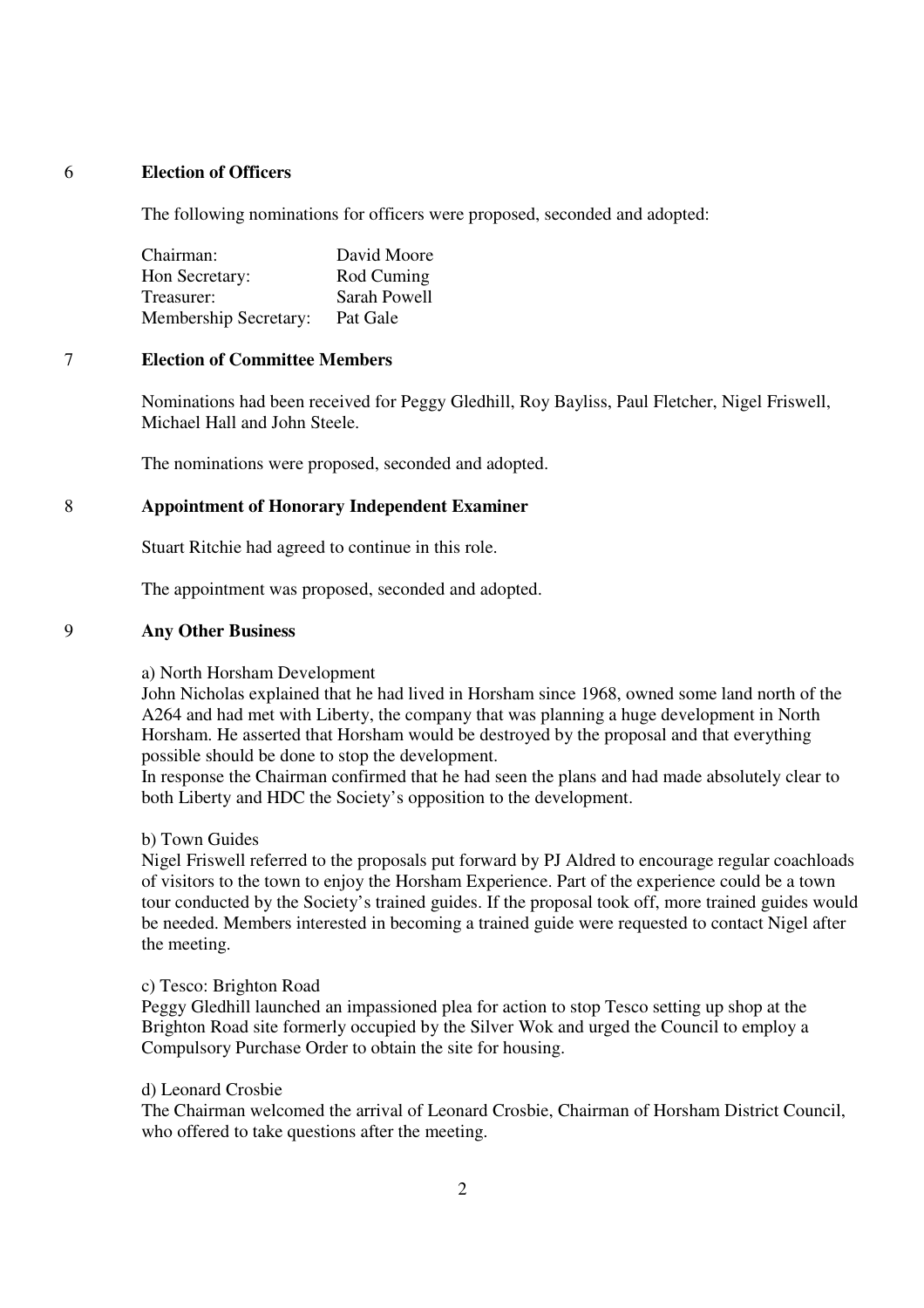## 6 Election of Officers

The following nominations for officers were proposed, seconded and adopted:

| | |
|---|---|
| Chairman: | David Moore |
| Hon Secretary: | Rod Cuming |
| Treasurer: | Sarah Powell |
| Membership Secretary: | Pat Gale |

## 7 Election of Committee Members

Nominations had been received for Peggy Gledhill, Roy Bayliss, Paul Fletcher, Nigel Friswell, Michael Hall and John Steele.

The nominations were proposed, seconded and adopted.

## 8 Appointment of Honorary Independent Examiner

Stuart Ritchie had agreed to continue in this role.

The appointment was proposed, seconded and adopted.

## 9 Any Other Business

a) North Horsham Development

John Nicholas explained that he had lived in Horsham since 1968, owned some land north of the A264 and had met with Liberty, the company that was planning a huge development in North Horsham. He asserted that Horsham would be destroyed by the proposal and that everything possible should be done to stop the development.

In response the Chairman confirmed that he had seen the plans and had made absolutely clear to both Liberty and HDC the Society's opposition to the development.

b) Town Guides

Nigel Friswell referred to the proposals put forward by PJ Aldred to encourage regular coachloads of visitors to the town to enjoy the Horsham Experience. Part of the experience could be a town tour conducted by the Society's trained guides. If the proposal took off, more trained guides would be needed. Members interested in becoming a trained guide were requested to contact Nigel after the meeting.

c) Tesco: Brighton Road

Peggy Gledhill launched an impassioned plea for action to stop Tesco setting up shop at the Brighton Road site formerly occupied by the Silver Wok and urged the Council to employ a Compulsory Purchase Order to obtain the site for housing.

d) Leonard Crosbie

The Chairman welcomed the arrival of Leonard Crosbie, Chairman of Horsham District Council, who offered to take questions after the meeting.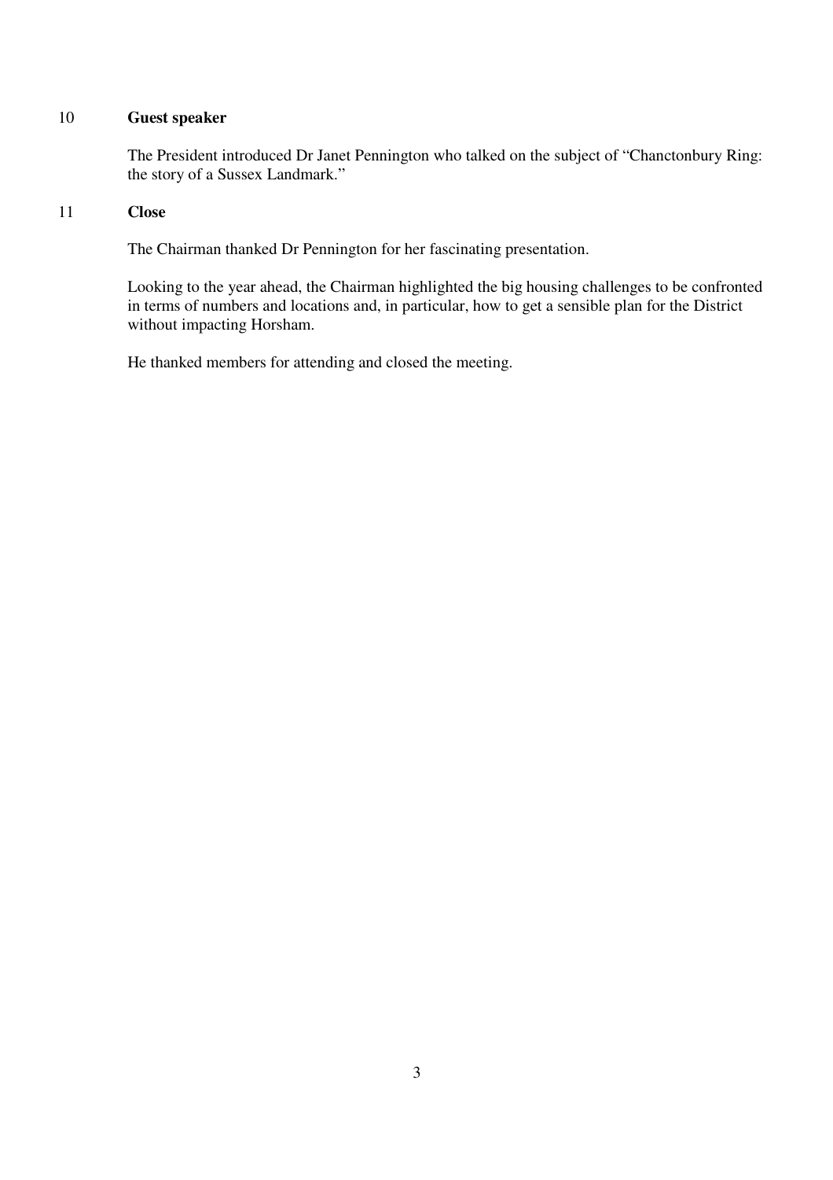## 10 Guest speaker

The President introduced Dr Janet Pennington who talked on the subject of "Chanctonbury Ring: the story of a Sussex Landmark."

## 11 Close

The Chairman thanked Dr Pennington for her fascinating presentation.

Looking to the year ahead, the Chairman highlighted the big housing challenges to be confronted in terms of numbers and locations and, in particular, how to get a sensible plan for the District without impacting Horsham.

He thanked members for attending and closed the meeting.